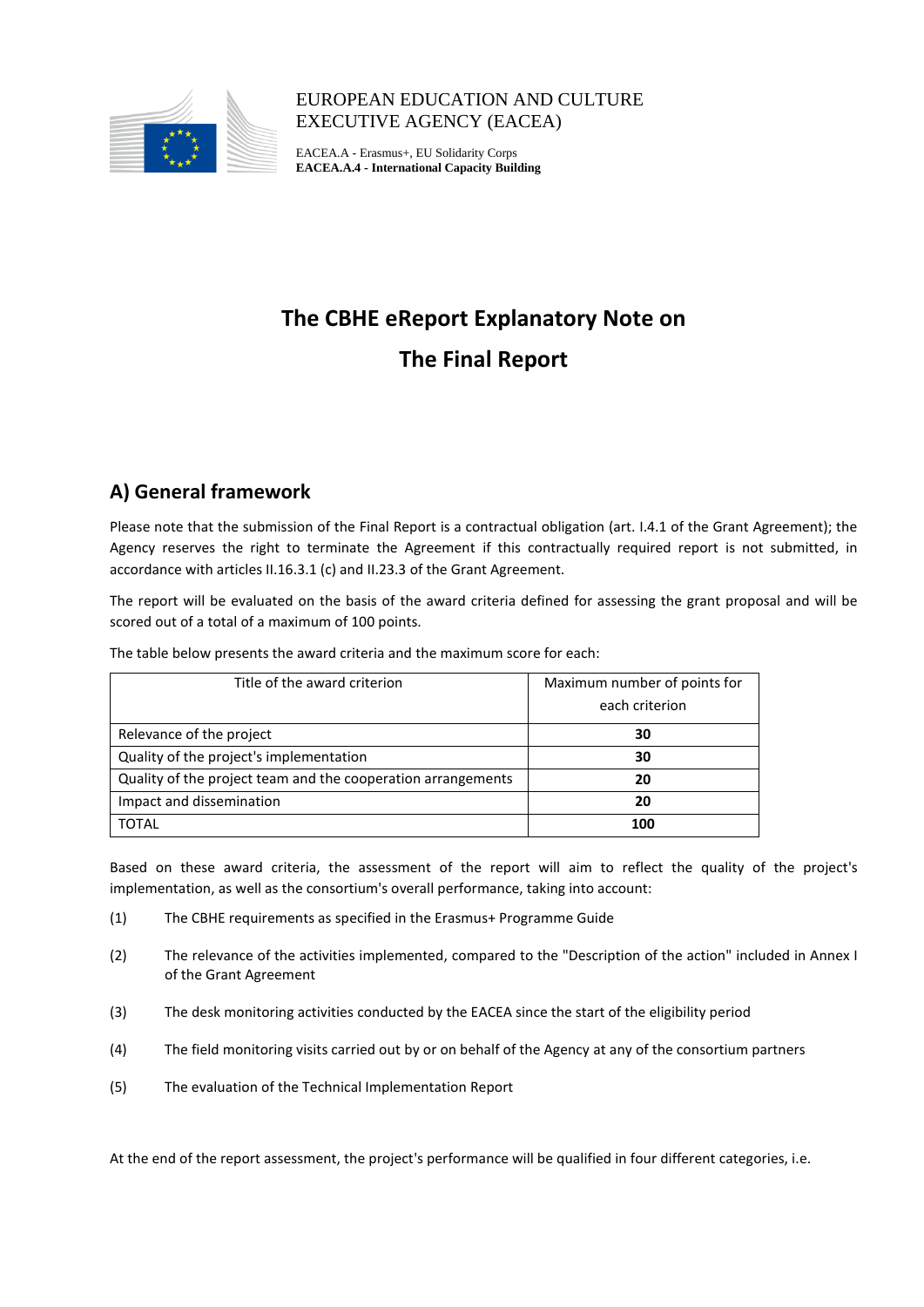EUROPEAN EDUCATION AND CULTURE EXECUTIVE AGENCY (EACEA)

EACEA.A - Erasmus+, EU Solidarity Corps
**EACEA.A.4 - International Capacity Building**

# The CBHE eReport Explanatory Note on The Final Report

## A) General framework

Please note that the submission of the Final Report is a contractual obligation (art. I.4.1 of the Grant Agreement); the Agency reserves the right to terminate the Agreement if this contractually required report is not submitted, in accordance with articles II.16.3.1 (c) and II.23.3 of the Grant Agreement.

The report will be evaluated on the basis of the award criteria defined for assessing the grant proposal and will be scored out of a total of a maximum of 100 points.

The table below presents the award criteria and the maximum score for each:

| Title of the award criterion | Maximum number of points for each criterion |
|---|---|
| Relevance of the project | **30** |
| Quality of the project's implementation | **30** |
| Quality of the project team and the cooperation arrangements | **20** |
| Impact and dissemination | **20** |
| TOTAL | **100** |

Based on these award criteria, the assessment of the report will aim to reflect the quality of the project's implementation, as well as the consortium's overall performance, taking into account:

(1) The CBHE requirements as specified in the Erasmus+ Programme Guide

(2) The relevance of the activities implemented, compared to the "Description of the action" included in Annex I of the Grant Agreement

(3) The desk monitoring activities conducted by the EACEA since the start of the eligibility period

(4) The field monitoring visits carried out by or on behalf of the Agency at any of the consortium partners

(5) The evaluation of the Technical Implementation Report

At the end of the report assessment, the project's performance will be qualified in four different categories, i.e.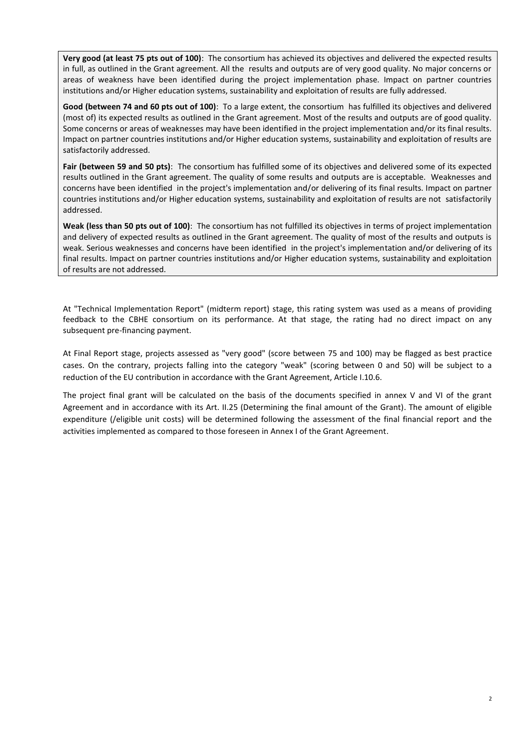**Very good (at least 75 pts out of 100)**: The consortium has achieved its objectives and delivered the expected results in full, as outlined in the Grant agreement. All the results and outputs are of very good quality. No major concerns or areas of weakness have been identified during the project implementation phase. Impact on partner countries institutions and/or Higher education systems, sustainability and exploitation of results are fully addressed.

**Good (between 74 and 60 pts out of 100)**: To a large extent, the consortium has fulfilled its objectives and delivered (most of) its expected results as outlined in the Grant agreement. Most of the results and outputs are of good quality. Some concerns or areas of weaknesses may have been identified in the project implementation and/or its final results. Impact on partner countries institutions and/or Higher education systems, sustainability and exploitation of results are satisfactorily addressed.

**Fair (between 59 and 50 pts)**: The consortium has fulfilled some of its objectives and delivered some of its expected results outlined in the Grant agreement. The quality of some results and outputs are is acceptable. Weaknesses and concerns have been identified in the project's implementation and/or delivering of its final results. Impact on partner countries institutions and/or Higher education systems, sustainability and exploitation of results are not satisfactorily addressed.

**Weak (less than 50 pts out of 100)**: The consortium has not fulfilled its objectives in terms of project implementation and delivery of expected results as outlined in the Grant agreement. The quality of most of the results and outputs is weak. Serious weaknesses and concerns have been identified in the project's implementation and/or delivering of its final results. Impact on partner countries institutions and/or Higher education systems, sustainability and exploitation of results are not addressed.

At "Technical Implementation Report" (midterm report) stage, this rating system was used as a means of providing feedback to the CBHE consortium on its performance. At that stage, the rating had no direct impact on any subsequent pre-financing payment.

At Final Report stage, projects assessed as "very good" (score between 75 and 100) may be flagged as best practice cases. On the contrary, projects falling into the category "weak" (scoring between 0 and 50) will be subject to a reduction of the EU contribution in accordance with the Grant Agreement, Article I.10.6.

The project final grant will be calculated on the basis of the documents specified in annex V and VI of the grant Agreement and in accordance with its Art. II.25 (Determining the final amount of the Grant). The amount of eligible expenditure (/eligible unit costs) will be determined following the assessment of the final financial report and the activities implemented as compared to those foreseen in Annex I of the Grant Agreement.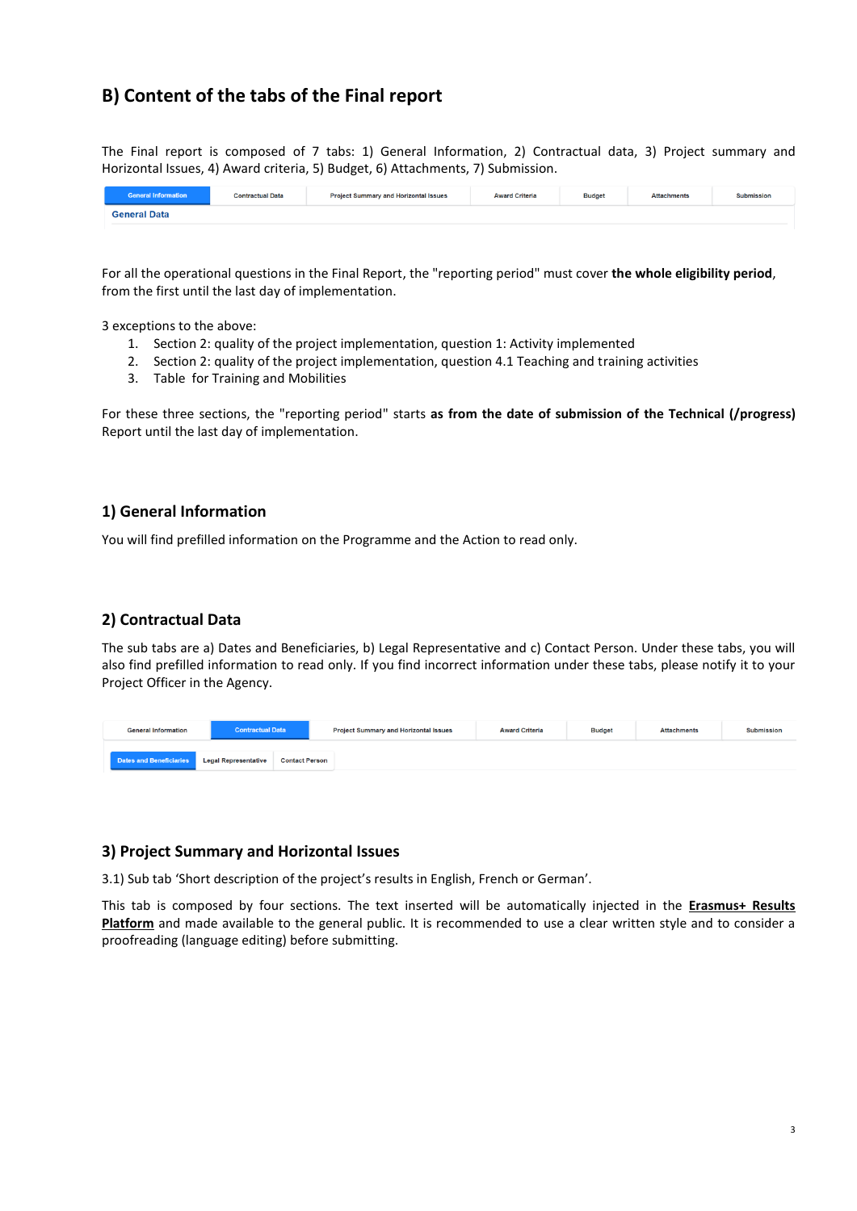## B) Content of the tabs of the Final report

The Final report is composed of 7 tabs: 1) General Information, 2) Contractual data, 3) Project summary and Horizontal Issues, 4) Award criteria, 5) Budget, 6) Attachments, 7) Submission.

| General Information | Contractual Data | Project Summary and Horizontal Issues | Award Criteria | Budget | Attachments | Submission |
|---|---|---|---|---|---|---|
| General Data | | | | | | |

For all the operational questions in the Final Report, the "reporting period" must cover **the whole eligibility period**, from the first until the last day of implementation.

3 exceptions to the above:

1. Section 2: quality of the project implementation, question 1: Activity implemented
2. Section 2: quality of the project implementation, question 4.1 Teaching and training activities
3. Table for Training and Mobilities

For these three sections, the "reporting period" starts **as from the date of submission of the Technical (/progress)** Report until the last day of implementation.

### 1) General Information

You will find prefilled information on the Programme and the Action to read only.

### 2) Contractual Data

The sub tabs are a) Dates and Beneficiaries, b) Legal Representative and c) Contact Person. Under these tabs, you will also find prefilled information to read only. If you find incorrect information under these tabs, please notify it to your Project Officer in the Agency.

| General Information | Contractual Data | Project Summary and Horizontal Issues | Award Criteria | Budget | Attachments | Submission |
|---|---|---|---|---|---|---|
| Dates and Beneficiaries | Legal Representative | Contact Person | | | | |

### 3) Project Summary and Horizontal Issues

3.1) Sub tab 'Short description of the project's results in English, French or German'.

This tab is composed by four sections. The text inserted will be automatically injected in the **Erasmus+ Results Platform** and made available to the general public. It is recommended to use a clear written style and to consider a proofreading (language editing) before submitting.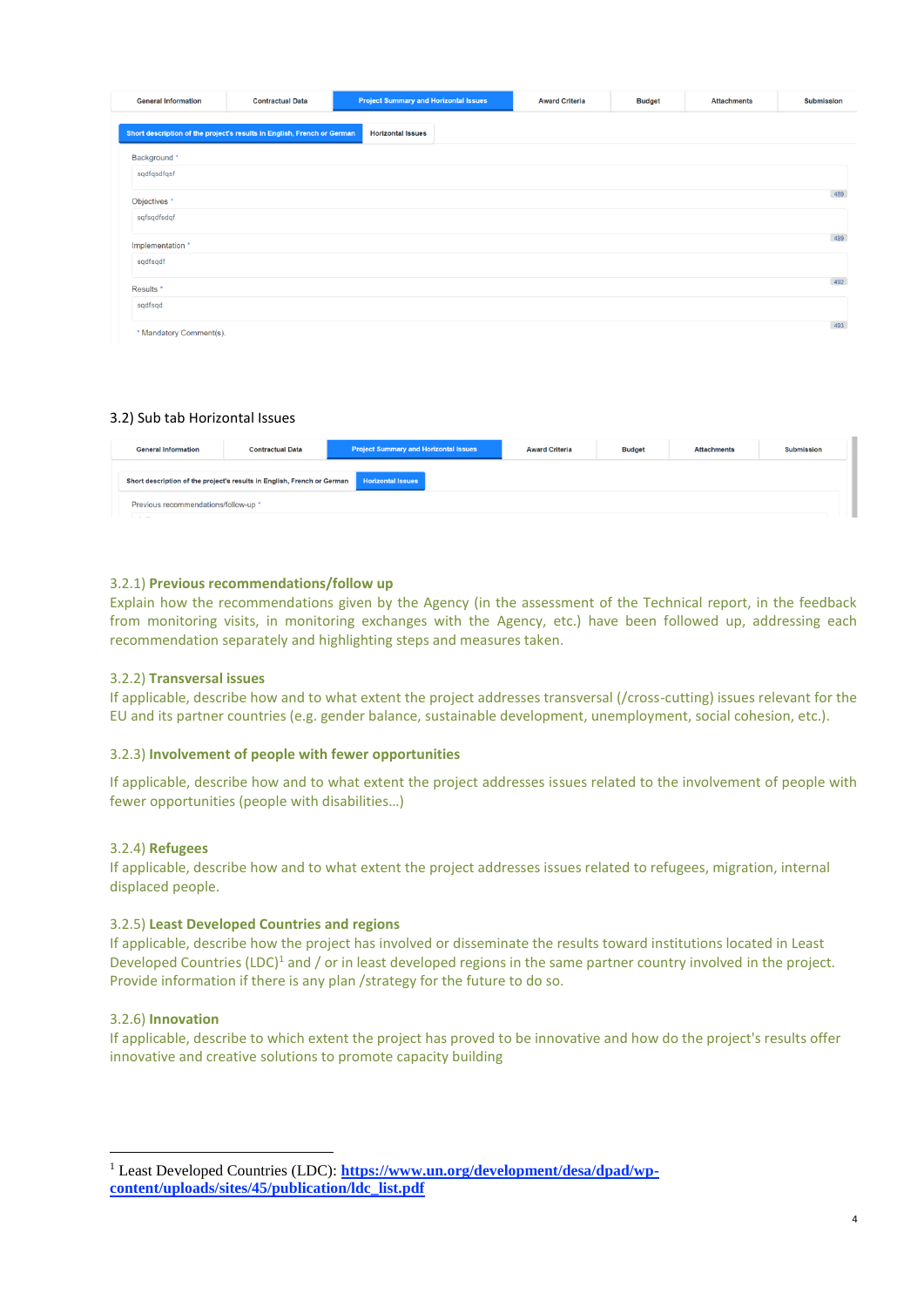| General Information | Contractual Data | Project Summary and Horizontal Issues | Award Criteria | Budget | Attachments | Submission |
|---|---|---|---|---|---|---|

Short description of the project's results in English, French or German | Horizontal Issues

Background *
sqdfqsdfqsf
489

Objectives *
sqfsqdfsdqf
489

Implementation *
sqdfsqdf
492

Results *
sqdfsqd
493

* Mandatory Comment(s).

3.2) Sub tab Horizontal Issues

| General Information | Contractual Data | Project Summary and Horizontal Issues | Award Criteria | Budget | Attachments | Submission |
|---|---|---|---|---|---|---|

Short description of the project's results in English, French or German | Horizontal Issues

Previous recommendations/follow-up *

3.2.1) **Previous recommendations/follow up**

Explain how the recommendations given by the Agency (in the assessment of the Technical report, in the feedback from monitoring visits, in monitoring exchanges with the Agency, etc.) have been followed up, addressing each recommendation separately and highlighting steps and measures taken.

3.2.2) **Transversal issues**

If applicable, describe how and to what extent the project addresses transversal (/cross-cutting) issues relevant for the EU and its partner countries (e.g. gender balance, sustainable development, unemployment, social cohesion, etc.).

3.2.3) **Involvement of people with fewer opportunities**

If applicable, describe how and to what extent the project addresses issues related to the involvement of people with fewer opportunities (people with disabilities…)

3.2.4) **Refugees**

If applicable, describe how and to what extent the project addresses issues related to refugees, migration, internal displaced people.

3.2.5) **Least Developed Countries and regions**

If applicable, describe how the project has involved or disseminate the results toward institutions located in Least Developed Countries (LDC)[1] and / or in least developed regions in the same partner country involved in the project. Provide information if there is any plan /strategy for the future to do so.

3.2.6) **Innovation**

If applicable, describe to which extent the project has proved to be innovative and how do the project's results offer innovative and creative solutions to promote capacity building

---

[1] Least Developed Countries (LDC): **https://www.un.org/development/desa/dpad/wp-content/uploads/sites/45/publication/ldc_list.pdf**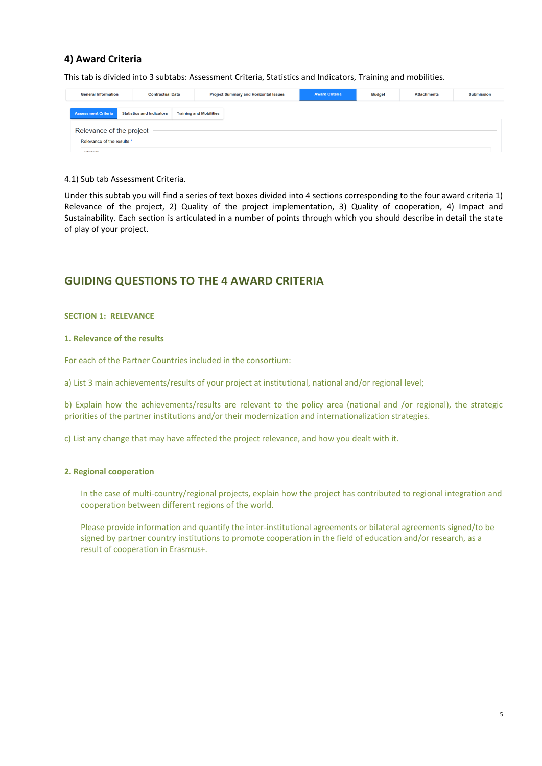## 4) Award Criteria

This tab is divided into 3 subtabs: Assessment Criteria, Statistics and Indicators, Training and mobilities.

4.1) Sub tab Assessment Criteria.

Under this subtab you will find a series of text boxes divided into 4 sections corresponding to the four award criteria 1) Relevance of the project, 2) Quality of the project implementation, 3) Quality of cooperation, 4) Impact and Sustainability. Each section is articulated in a number of points through which you should describe in detail the state of play of your project.

## GUIDING QUESTIONS TO THE 4 AWARD CRITERIA

### SECTION 1: RELEVANCE

#### 1. Relevance of the results

For each of the Partner Countries included in the consortium:

a) List 3 main achievements/results of your project at institutional, national and/or regional level;

b) Explain how the achievements/results are relevant to the policy area (national and /or regional), the strategic priorities of the partner institutions and/or their modernization and internationalization strategies.

c) List any change that may have affected the project relevance, and how you dealt with it.

#### 2. Regional cooperation

In the case of multi-country/regional projects, explain how the project has contributed to regional integration and cooperation between different regions of the world.

Please provide information and quantify the inter-institutional agreements or bilateral agreements signed/to be signed by partner country institutions to promote cooperation in the field of education and/or research, as a result of cooperation in Erasmus+.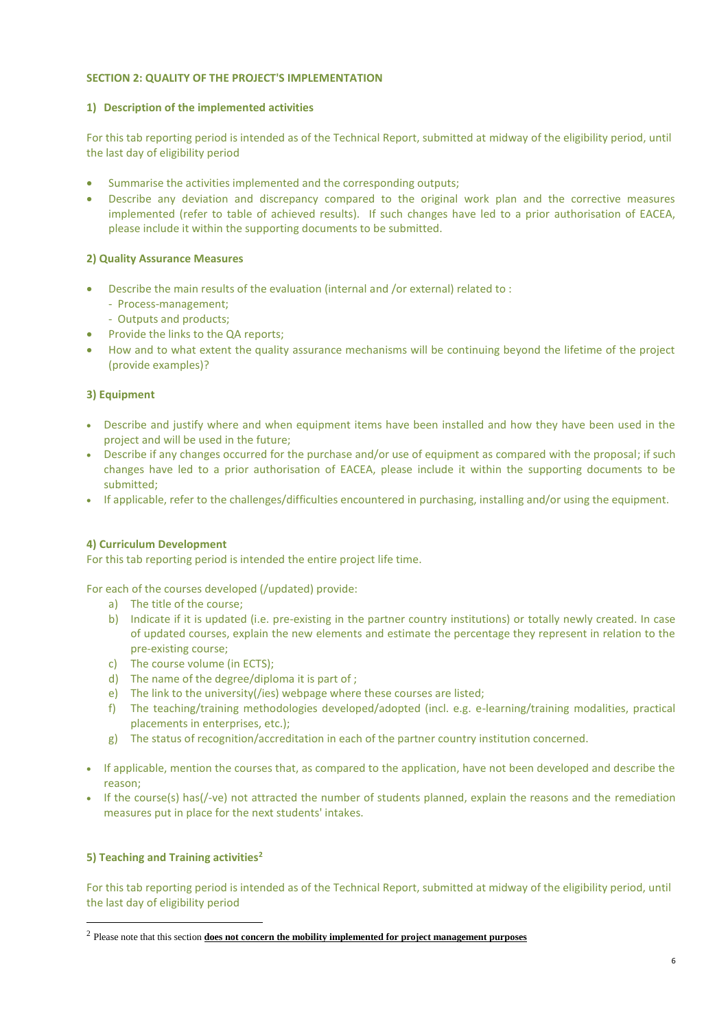**SECTION 2: QUALITY OF THE PROJECT'S IMPLEMENTATION**

**1) Description of the implemented activities**

For this tab reporting period is intended as of the Technical Report, submitted at midway of the eligibility period, until the last day of eligibility period

- Summarise the activities implemented and the corresponding outputs;
- Describe any deviation and discrepancy compared to the original work plan and the corrective measures implemented (refer to table of achieved results). If such changes have led to a prior authorisation of EACEA, please include it within the supporting documents to be submitted.

**2) Quality Assurance Measures**

- Describe the main results of the evaluation (internal and /or external) related to :
  - Process-management;
  - Outputs and products;
- Provide the links to the QA reports;
- How and to what extent the quality assurance mechanisms will be continuing beyond the lifetime of the project (provide examples)?

**3) Equipment**

- Describe and justify where and when equipment items have been installed and how they have been used in the project and will be used in the future;
- Describe if any changes occurred for the purchase and/or use of equipment as compared with the proposal; if such changes have led to a prior authorisation of EACEA, please include it within the supporting documents to be submitted;
- If applicable, refer to the challenges/difficulties encountered in purchasing, installing and/or using the equipment.

**4) Curriculum Development**

For this tab reporting period is intended the entire project life time.

For each of the courses developed (/updated) provide:

a) The title of the course;
b) Indicate if it is updated (i.e. pre-existing in the partner country institutions) or totally newly created. In case of updated courses, explain the new elements and estimate the percentage they represent in relation to the pre-existing course;
c) The course volume (in ECTS);
d) The name of the degree/diploma it is part of ;
e) The link to the university(/ies) webpage where these courses are listed;
f) The teaching/training methodologies developed/adopted (incl. e.g. e-learning/training modalities, practical placements in enterprises, etc.);
g) The status of recognition/accreditation in each of the partner country institution concerned.

- If applicable, mention the courses that, as compared to the application, have not been developed and describe the reason;
- If the course(s) has(/-ve) not attracted the number of students planned, explain the reasons and the remediation measures put in place for the next students' intakes.

**5) Teaching and Training activities**[2]

For this tab reporting period is intended as of the Technical Report, submitted at midway of the eligibility period, until the last day of eligibility period

[2] Please note that this section **does not concern the mobility implemented for project management purposes**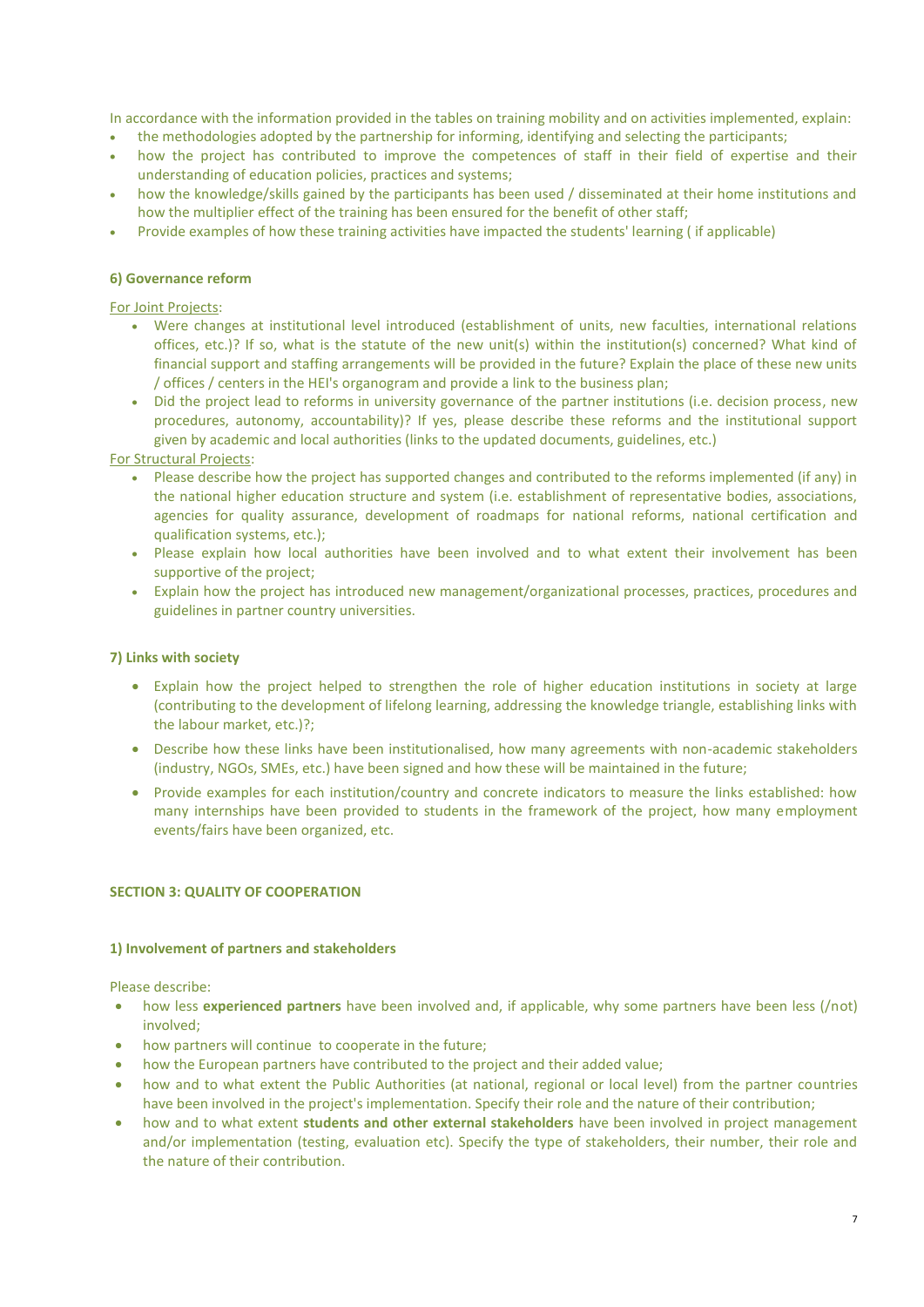In accordance with the information provided in the tables on training mobility and on activities implemented, explain:

- the methodologies adopted by the partnership for informing, identifying and selecting the participants;
- how the project has contributed to improve the competences of staff in their field of expertise and their understanding of education policies, practices and systems;
- how the knowledge/skills gained by the participants has been used / disseminated at their home institutions and how the multiplier effect of the training has been ensured for the benefit of other staff;
- Provide examples of how these training activities have impacted the students' learning ( if applicable)

**6) Governance reform**

For Joint Projects:

- Were changes at institutional level introduced (establishment of units, new faculties, international relations offices, etc.)? If so, what is the statute of the new unit(s) within the institution(s) concerned? What kind of financial support and staffing arrangements will be provided in the future? Explain the place of these new units / offices / centers in the HEI's organogram and provide a link to the business plan;
- Did the project lead to reforms in university governance of the partner institutions (i.e. decision process, new procedures, autonomy, accountability)? If yes, please describe these reforms and the institutional support given by academic and local authorities (links to the updated documents, guidelines, etc.)

For Structural Projects:

- Please describe how the project has supported changes and contributed to the reforms implemented (if any) in the national higher education structure and system (i.e. establishment of representative bodies, associations, agencies for quality assurance, development of roadmaps for national reforms, national certification and qualification systems, etc.);
- Please explain how local authorities have been involved and to what extent their involvement has been supportive of the project;
- Explain how the project has introduced new management/organizational processes, practices, procedures and guidelines in partner country universities.

**7) Links with society**

- Explain how the project helped to strengthen the role of higher education institutions in society at large (contributing to the development of lifelong learning, addressing the knowledge triangle, establishing links with the labour market, etc.)?;
- Describe how these links have been institutionalised, how many agreements with non-academic stakeholders (industry, NGOs, SMEs, etc.) have been signed and how these will be maintained in the future;
- Provide examples for each institution/country and concrete indicators to measure the links established: how many internships have been provided to students in the framework of the project, how many employment events/fairs have been organized, etc.

**SECTION 3: QUALITY OF COOPERATION**

**1) Involvement of partners and stakeholders**

Please describe:

- how less **experienced partners** have been involved and, if applicable, why some partners have been less (/not) involved;
- how partners will continue to cooperate in the future;
- how the European partners have contributed to the project and their added value;
- how and to what extent the Public Authorities (at national, regional or local level) from the partner countries have been involved in the project's implementation. Specify their role and the nature of their contribution;
- how and to what extent **students and other external stakeholders** have been involved in project management and/or implementation (testing, evaluation etc). Specify the type of stakeholders, their number, their role and the nature of their contribution.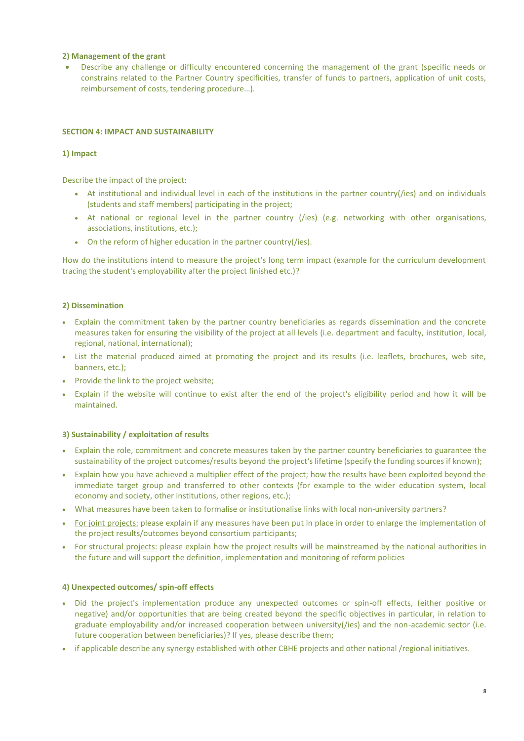**2) Management of the grant**

- Describe any challenge or difficulty encountered concerning the management of the grant (specific needs or constrains related to the Partner Country specificities, transfer of funds to partners, application of unit costs, reimbursement of costs, tendering procedure…).

**SECTION 4: IMPACT AND SUSTAINABILITY**

**1) Impact**

Describe the impact of the project:

- At institutional and individual level in each of the institutions in the partner country(/ies) and on individuals (students and staff members) participating in the project;
- At national or regional level in the partner country (/ies) (e.g. networking with other organisations, associations, institutions, etc.);
- On the reform of higher education in the partner country(/ies).

How do the institutions intend to measure the project's long term impact (example for the curriculum development tracing the student's employability after the project finished etc.)?

**2) Dissemination**

- Explain the commitment taken by the partner country beneficiaries as regards dissemination and the concrete measures taken for ensuring the visibility of the project at all levels (i.e. department and faculty, institution, local, regional, national, international);
- List the material produced aimed at promoting the project and its results (i.e. leaflets, brochures, web site, banners, etc.);
- Provide the link to the project website;
- Explain if the website will continue to exist after the end of the project's eligibility period and how it will be maintained.

**3) Sustainability / exploitation of results**

- Explain the role, commitment and concrete measures taken by the partner country beneficiaries to guarantee the sustainability of the project outcomes/results beyond the project's lifetime (specify the funding sources if known);
- Explain how you have achieved a multiplier effect of the project; how the results have been exploited beyond the immediate target group and transferred to other contexts (for example to the wider education system, local economy and society, other institutions, other regions, etc.);
- What measures have been taken to formalise or institutionalise links with local non-university partners?
- For joint projects: please explain if any measures have been put in place in order to enlarge the implementation of the project results/outcomes beyond consortium participants;
- For structural projects: please explain how the project results will be mainstreamed by the national authorities in the future and will support the definition, implementation and monitoring of reform policies

**4) Unexpected outcomes/ spin-off effects**

- Did the project's implementation produce any unexpected outcomes or spin-off effects, (either positive or negative) and/or opportunities that are being created beyond the specific objectives in particular, in relation to graduate employability and/or increased cooperation between university(/ies) and the non-academic sector (i.e. future cooperation between beneficiaries)? If yes, please describe them;
- if applicable describe any synergy established with other CBHE projects and other national /regional initiatives.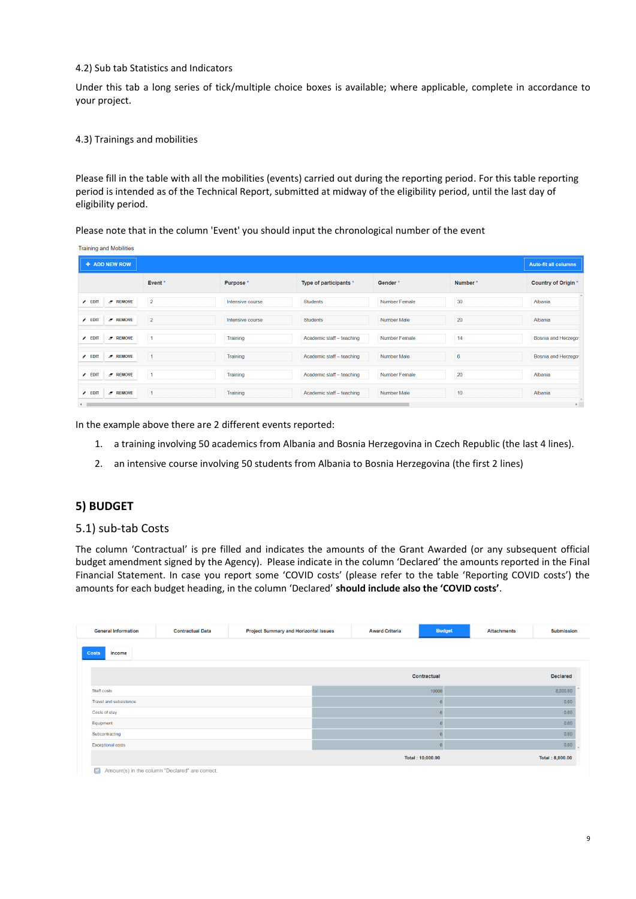4.2) Sub tab Statistics and Indicators

Under this tab a long series of tick/multiple choice boxes is available; where applicable, complete in accordance to your project.

4.3) Trainings and mobilities

Please fill in the table with all the mobilities (events) carried out during the reporting period. For this table reporting period is intended as of the Technical Report, submitted at midway of the eligibility period, until the last day of eligibility period.

Please note that in the column 'Event' you should input the chronological number of the event

Training and Mobilities

| | Event * | Purpose * | Type of participants * | Gender * | Number * | Country of Origin * |
|---|---|---|---|---|---|---|
| EDIT REMOVE | 2 | Intensive course | Students | Number Female | 30 | Albania |
| EDIT REMOVE | 2 | Intensive course | Students | Number Male | 20 | Albania |
| EDIT REMOVE | 1 | Training | Academic staff – teaching | Number Female | 14 | Bosnia and Herzego |
| EDIT REMOVE | 1 | Training | Academic staff – teaching | Number Male | 6 | Bosnia and Herzego |
| EDIT REMOVE | 1 | Training | Academic staff – teaching | Number Female | 20 | Albania |
| EDIT REMOVE | 1 | Training | Academic staff – teaching | Number Male | 10 | Albania |

In the example above there are 2 different events reported:

1. a training involving 50 academics from Albania and Bosnia Herzegovina in Czech Republic (the last 4 lines).
2. an intensive course involving 50 students from Albania to Bosnia Herzegovina (the first 2 lines)

## 5) BUDGET

### 5.1) sub-tab Costs

The column 'Contractual' is pre filled and indicates the amounts of the Grant Awarded (or any subsequent official budget amendment signed by the Agency). Please indicate in the column 'Declared' the amounts reported in the Final Financial Statement. In case you report some 'COVID costs' (please refer to the table 'Reporting COVID costs') the amounts for each budget heading, in the column 'Declared' **should include also the 'COVID costs'**.

General Information | Contractual Data | Project Summary and Horizontal Issues | Award Criteria | Budget | Attachments | Submission

Costs | Income

| | Contractual | Declared |
|---|---|---|
| Staff costs | 10000 | 8,000.00 |
| Travel and subsistence | 0 | 0.00 |
| Costs of stay | 0 | 0.00 |
| Equipment | 0 | 0.00 |
| Subcontracting | 0 | 0.00 |
| Exceptional costs | 0 | 0.00 |
| | Total : 10,000.00 | Total : 8,000.00 |

Amount(s) in the column "Declared" are correct.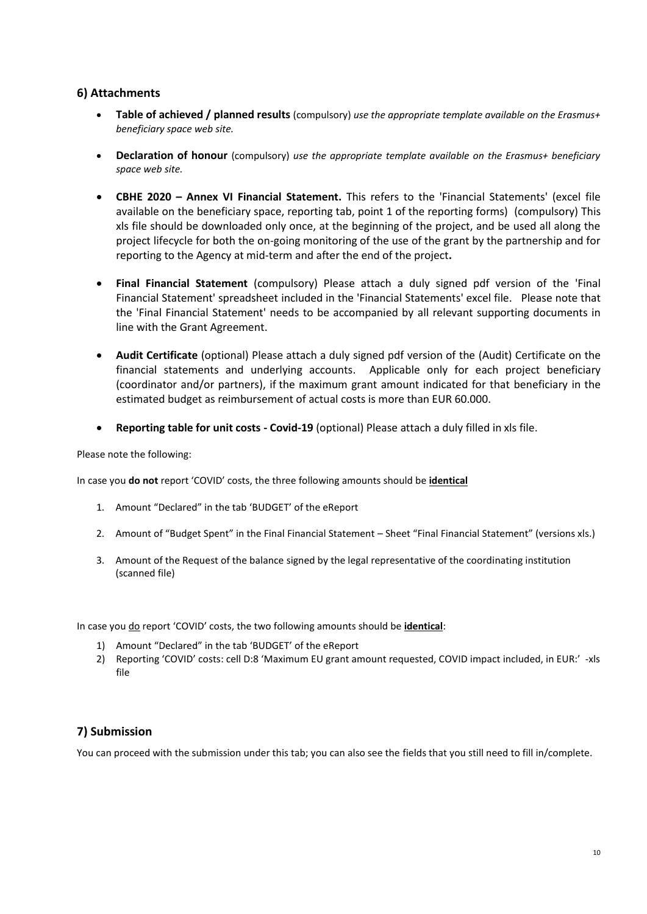## 6) Attachments

- **Table of achieved / planned results** (compulsory) *use the appropriate template available on the Erasmus+ beneficiary space web site.*
- **Declaration of honour** (compulsory) *use the appropriate template available on the Erasmus+ beneficiary space web site.*
- **CBHE 2020 – Annex VI Financial Statement.** This refers to the 'Financial Statements' (excel file available on the beneficiary space, reporting tab, point 1 of the reporting forms) (compulsory) This xls file should be downloaded only once, at the beginning of the project, and be used all along the project lifecycle for both the on-going monitoring of the use of the grant by the partnership and for reporting to the Agency at mid-term and after the end of the project**.**
- **Final Financial Statement** (compulsory) Please attach a duly signed pdf version of the 'Final Financial Statement' spreadsheet included in the 'Financial Statements' excel file. Please note that the 'Final Financial Statement' needs to be accompanied by all relevant supporting documents in line with the Grant Agreement.
- **Audit Certificate** (optional) Please attach a duly signed pdf version of the (Audit) Certificate on the financial statements and underlying accounts. Applicable only for each project beneficiary (coordinator and/or partners), if the maximum grant amount indicated for that beneficiary in the estimated budget as reimbursement of actual costs is more than EUR 60.000.
- **Reporting table for unit costs - Covid-19** (optional) Please attach a duly filled in xls file.

Please note the following:

In case you **do not** report 'COVID' costs, the three following amounts should be **<u>identical</u>**

1. Amount "Declared" in the tab 'BUDGET' of the eReport
2. Amount of "Budget Spent" in the Final Financial Statement – Sheet "Final Financial Statement" (versions xls.)
3. Amount of the Request of the balance signed by the legal representative of the coordinating institution (scanned file)

In case you <u>do</u> report 'COVID' costs, the two following amounts should be **<u>identical</u>**:

1) Amount "Declared" in the tab 'BUDGET' of the eReport
2) Reporting 'COVID' costs: cell D:8 'Maximum EU grant amount requested, COVID impact included, in EUR:' -xls file

## 7) Submission

You can proceed with the submission under this tab; you can also see the fields that you still need to fill in/complete.